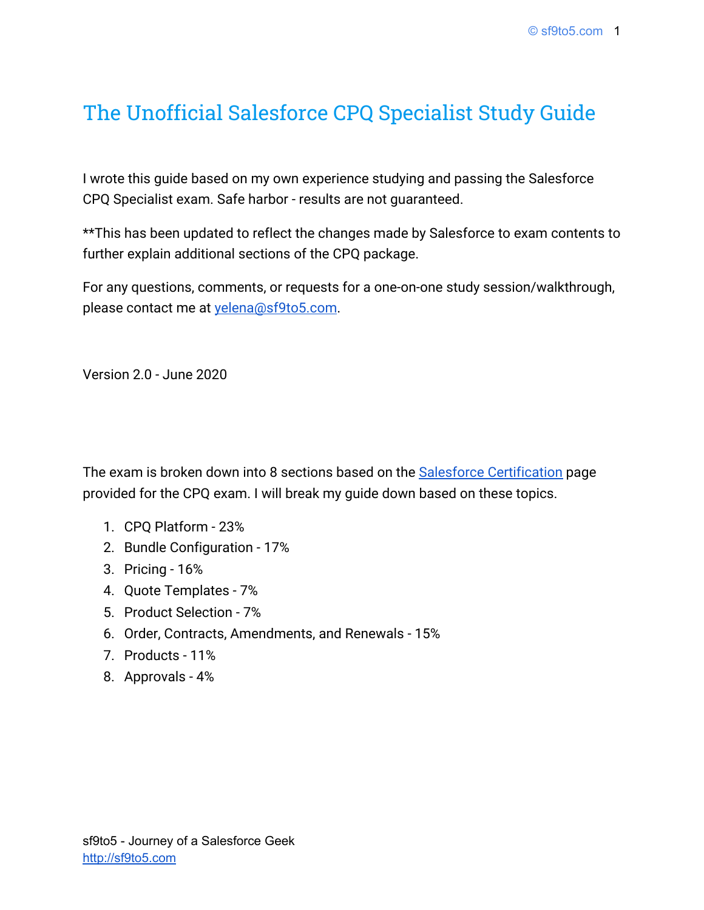# The Unofficial Salesforce CPQ Specialist Study Guide

I wrote this guide based on my own experience studying and passing the Salesforce CPQ Specialist exam. Safe harbor - results are not guaranteed.

**This has been updated to reflect the changes made by Salesforce to exam contents to further explain additional sections of the CPQ package.

For any questions, comments, or requests for a one-on-one study session/walkthrough, please contact me at [yelena@sf9to5.com](mailto:yelena@sf9to5.com).

Version 2.0 - June 2020

The exam is broken down into 8 sections based on the [Salesforce Certification](#) page provided for the CPQ exam. I will break my guide down based on these topics.

1. CPQ Platform - 23%
2. Bundle Configuration - 17%
3. Pricing - 16%
4. Quote Templates - 7%
5. Product Selection - 7%
6. Order, Contracts, Amendments, and Renewals - 15%
7. Products - 11%
8. Approvals - 4%

sf9to5 - Journey of a Salesforce Geek
[http://sf9to5.com](http://sf9to5.com)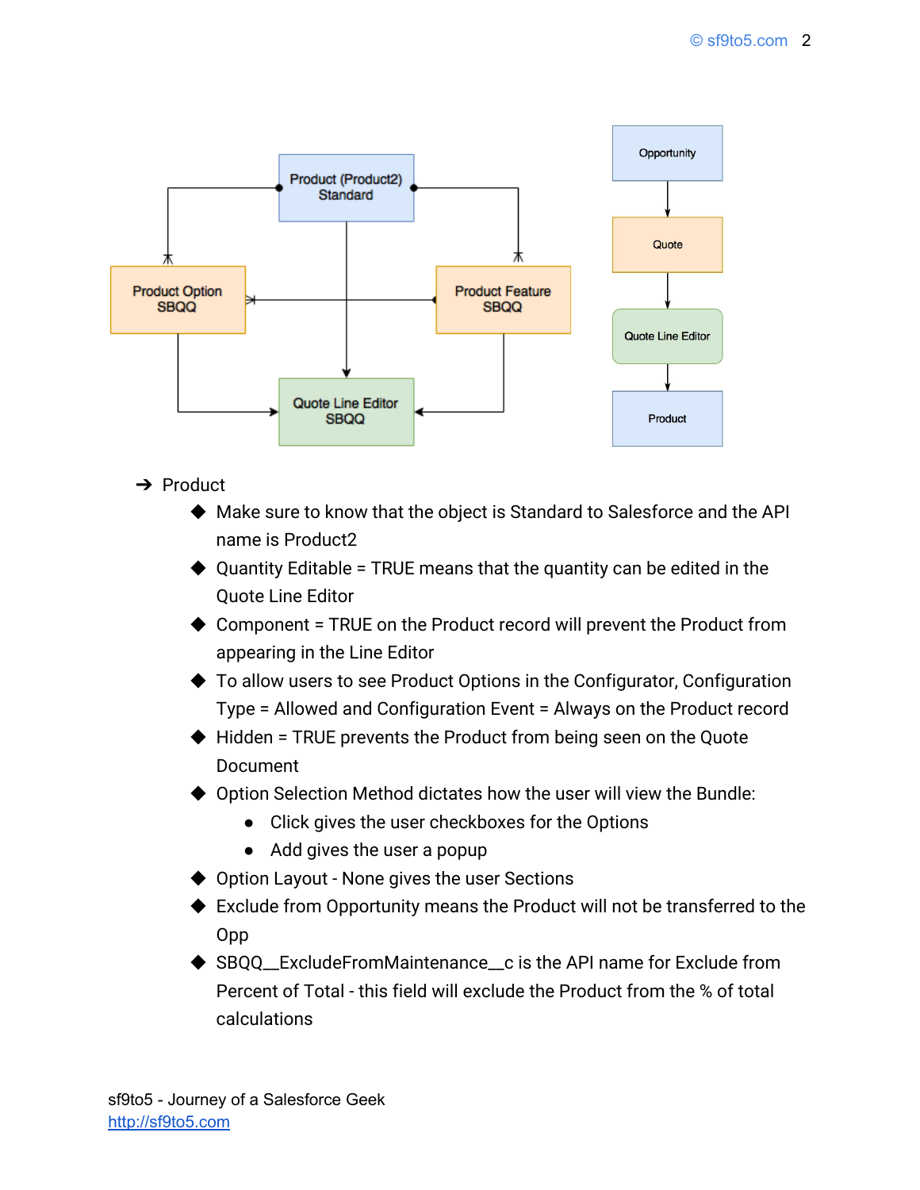- ➔ Product
  - Make sure to know that the object is Standard to Salesforce and the API name is Product2
  - Quantity Editable = TRUE means that the quantity can be edited in the Quote Line Editor
  - Component = TRUE on the Product record will prevent the Product from appearing in the Line Editor
  - To allow users to see Product Options in the Configurator, Configuration Type = Allowed and Configuration Event = Always on the Product record
  - Hidden = TRUE prevents the Product from being seen on the Quote Document
  - Option Selection Method dictates how the user will view the Bundle:
    - Click gives the user checkboxes for the Options
    - Add gives the user a popup
  - Option Layout - None gives the user Sections
  - Exclude from Opportunity means the Product will not be transferred to the Opp
  - SBQQ__ExcludeFromMaintenance__c is the API name for Exclude from Percent of Total - this field will exclude the Product from the % of total calculations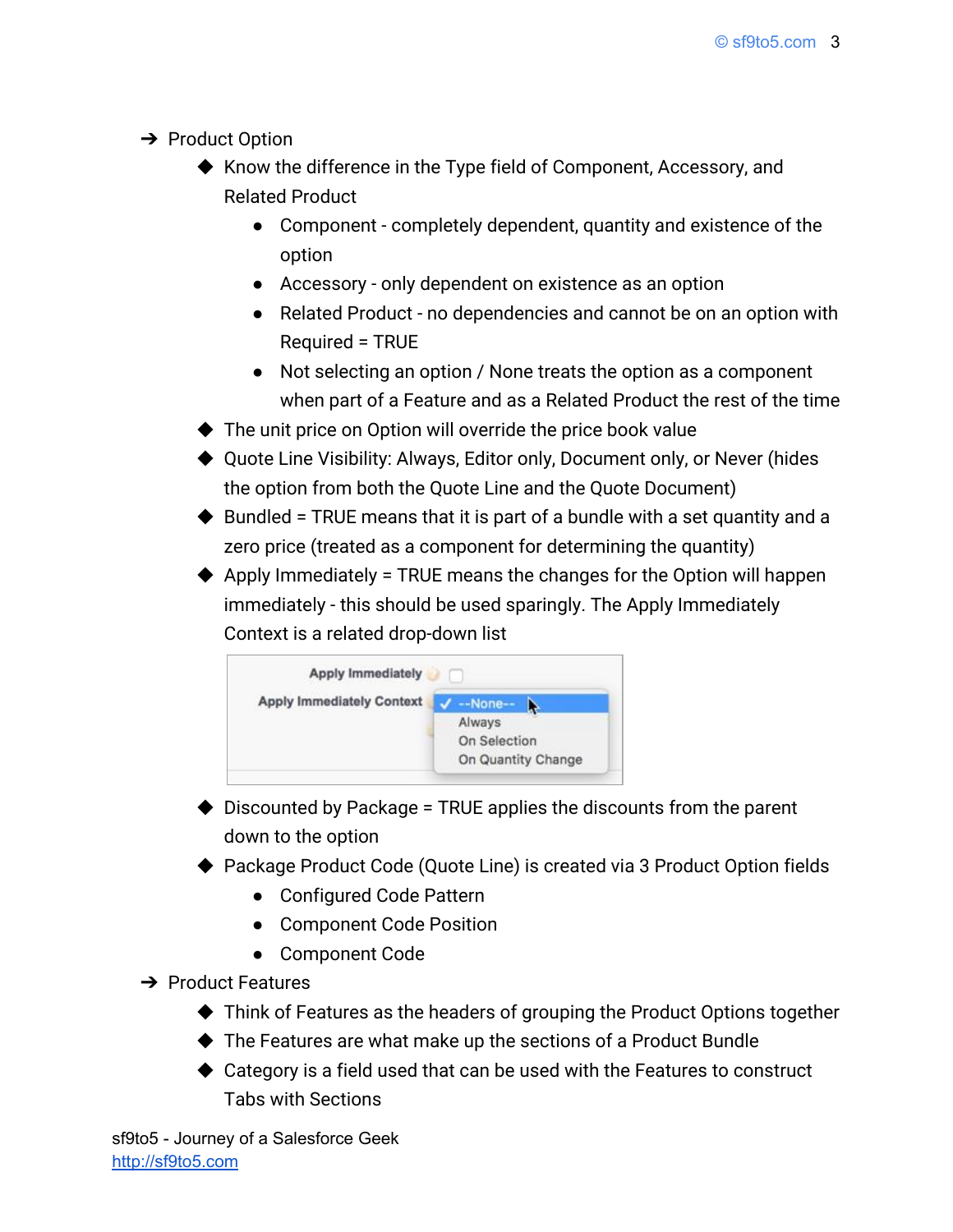- Product Option
  - Know the difference in the Type field of Component, Accessory, and Related Product
    - Component - completely dependent, quantity and existence of the option
    - Accessory - only dependent on existence as an option
    - Related Product - no dependencies and cannot be on an option with Required = TRUE
    - Not selecting an option / None treats the option as a component when part of a Feature and as a Related Product the rest of the time
  - The unit price on Option will override the price book value
  - Quote Line Visibility: Always, Editor only, Document only, or Never (hides the option from both the Quote Line and the Quote Document)
  - Bundled = TRUE means that it is part of a bundle with a set quantity and a zero price (treated as a component for determining the quantity)
  - Apply Immediately = TRUE means the changes for the Option will happen immediately - this should be used sparingly. The Apply Immediately Context is a related drop-down list
  - Discounted by Package = TRUE applies the discounts from the parent down to the option
  - Package Product Code (Quote Line) is created via 3 Product Option fields
    - Configured Code Pattern
    - Component Code Position
    - Component Code
- Product Features
  - Think of Features as the headers of grouping the Product Options together
  - The Features are what make up the sections of a Product Bundle
  - Category is a field used that can be used with the Features to construct Tabs with Sections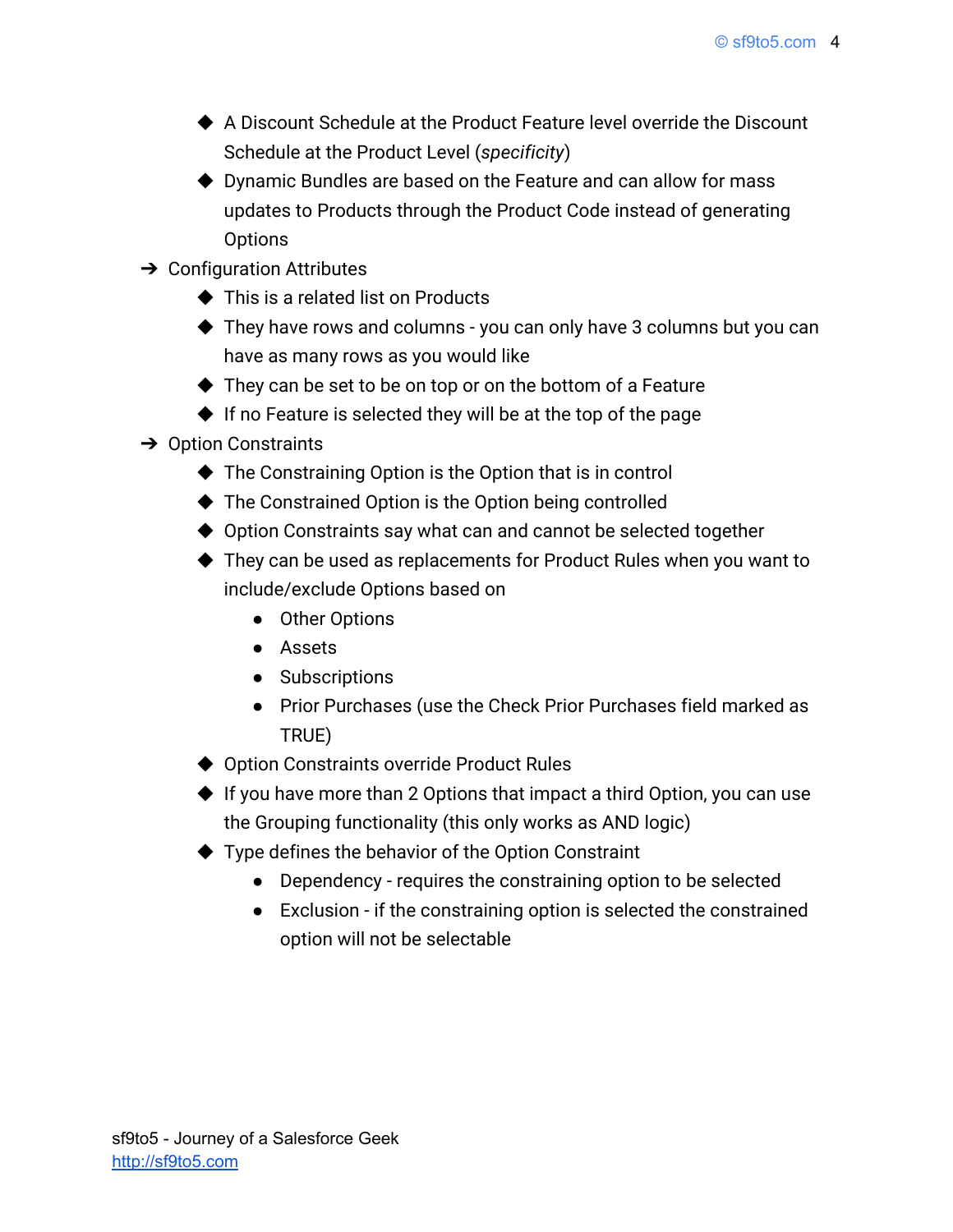- A Discount Schedule at the Product Feature level override the Discount Schedule at the Product Level (*specificity*)
- Dynamic Bundles are based on the Feature and can allow for mass updates to Products through the Product Code instead of generating Options

- Configuration Attributes
  - This is a related list on Products
  - They have rows and columns - you can only have 3 columns but you can have as many rows as you would like
  - They can be set to be on top or on the bottom of a Feature
  - If no Feature is selected they will be at the top of the page
- Option Constraints
  - The Constraining Option is the Option that is in control
  - The Constrained Option is the Option being controlled
  - Option Constraints say what can and cannot be selected together
  - They can be used as replacements for Product Rules when you want to include/exclude Options based on
    - Other Options
    - Assets
    - Subscriptions
    - Prior Purchases (use the Check Prior Purchases field marked as TRUE)
  - Option Constraints override Product Rules
  - If you have more than 2 Options that impact a third Option, you can use the Grouping functionality (this only works as AND logic)
  - Type defines the behavior of the Option Constraint
    - Dependency - requires the constraining option to be selected
    - Exclusion - if the constraining option is selected the constrained option will not be selectable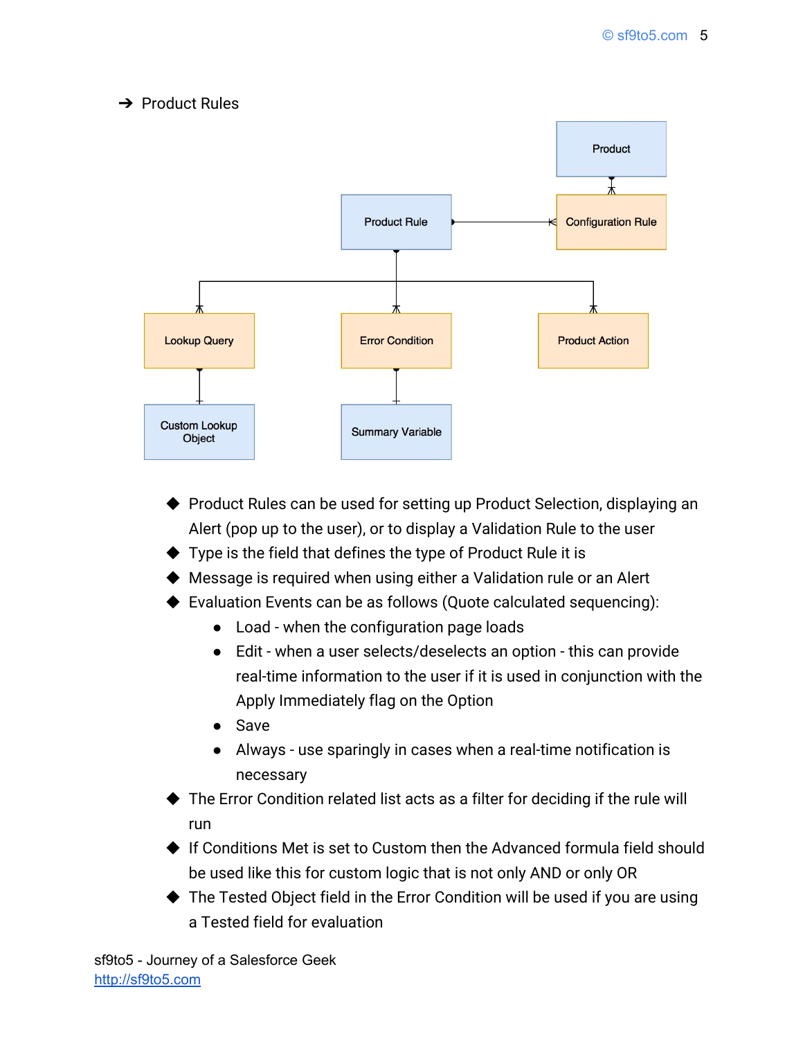➔ Product Rules

Product

Product Rule

Configuration Rule

Lookup Query

Error Condition

Product Action

Custom Lookup Object

Summary Variable

- Product Rules can be used for setting up Product Selection, displaying an Alert (pop up to the user), or to display a Validation Rule to the user
- Type is the field that defines the type of Product Rule it is
- Message is required when using either a Validation rule or an Alert
- Evaluation Events can be as follows (Quote calculated sequencing):
  - Load - when the configuration page loads
  - Edit - when a user selects/deselects an option - this can provide real-time information to the user if it is used in conjunction with the Apply Immediately flag on the Option
  - Save
  - Always - use sparingly in cases when a real-time notification is necessary
- The Error Condition related list acts as a filter for deciding if the rule will run
- If Conditions Met is set to Custom then the Advanced formula field should be used like this for custom logic that is not only AND or only OR
- The Tested Object field in the Error Condition will be used if you are using a Tested field for evaluation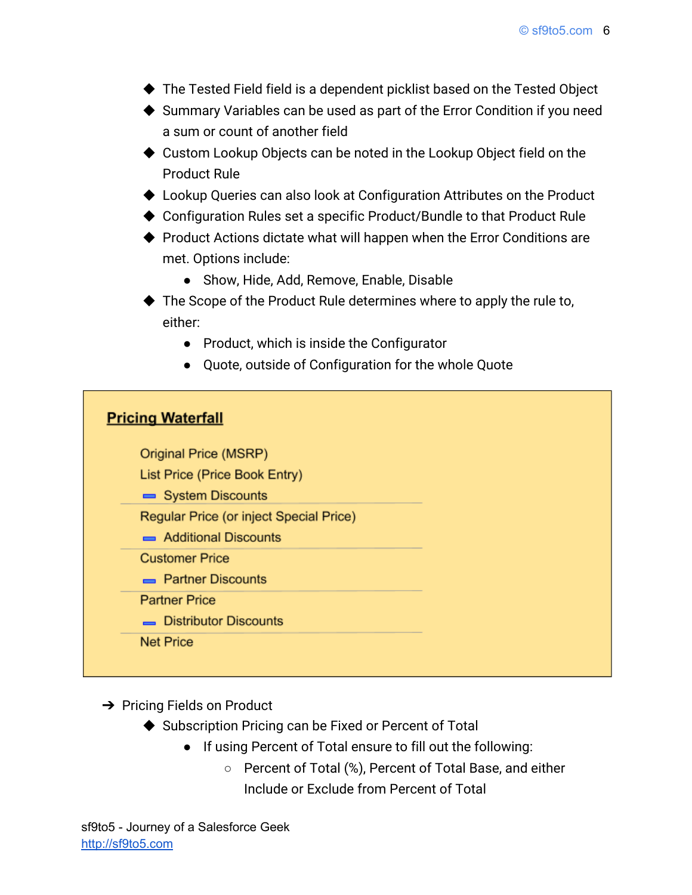- The Tested Field field is a dependent picklist based on the Tested Object
- Summary Variables can be used as part of the Error Condition if you need a sum or count of another field
- Custom Lookup Objects can be noted in the Lookup Object field on the Product Rule
- Lookup Queries can also look at Configuration Attributes on the Product
- Configuration Rules set a specific Product/Bundle to that Product Rule
- Product Actions dictate what will happen when the Error Conditions are met. Options include:
  - Show, Hide, Add, Remove, Enable, Disable
- The Scope of the Product Rule determines where to apply the rule to, either:
  - Product, which is inside the Configurator
  - Quote, outside of Configuration for the whole Quote

**Pricing Waterfall**

Original Price (MSRP)
List Price (Price Book Entry)
− System Discounts

---

Regular Price (or inject Special Price)
− Additional Discounts

---

Customer Price
− Partner Discounts

---

Partner Price
− Distributor Discounts

---

Net Price

- Pricing Fields on Product
  - Subscription Pricing can be Fixed or Percent of Total
    - If using Percent of Total ensure to fill out the following:
      - Percent of Total (%), Percent of Total Base, and either Include or Exclude from Percent of Total

sf9to5 - Journey of a Salesforce Geek
http://sf9to5.com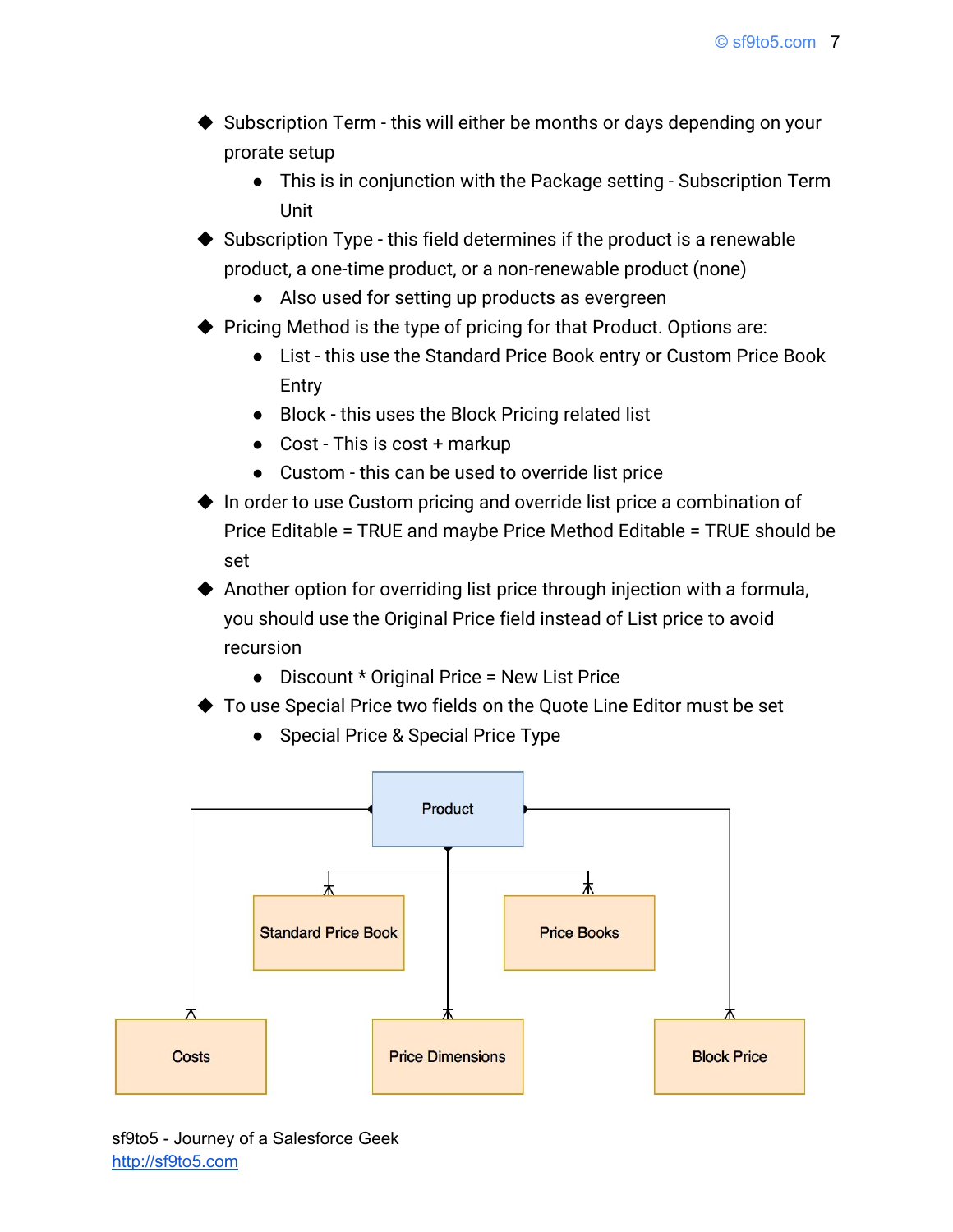- Subscription Term - this will either be months or days depending on your prorate setup
    - This is in conjunction with the Package setting - Subscription Term Unit
- Subscription Type - this field determines if the product is a renewable product, a one-time product, or a non-renewable product (none)
    - Also used for setting up products as evergreen
- Pricing Method is the type of pricing for that Product. Options are:
    - List - this use the Standard Price Book entry or Custom Price Book Entry
    - Block - this uses the Block Pricing related list
    - Cost - This is cost + markup
    - Custom - this can be used to override list price
- In order to use Custom pricing and override list price a combination of Price Editable = TRUE and maybe Price Method Editable = TRUE should be set
- Another option for overriding list price through injection with a formula, you should use the Original Price field instead of List price to avoid recursion
    - Discount * Original Price = New List Price
- To use Special Price two fields on the Quote Line Editor must be set
    - Special Price & Special Price Type

Product

Standard Price Book

Price Books

Costs

Price Dimensions

Block Price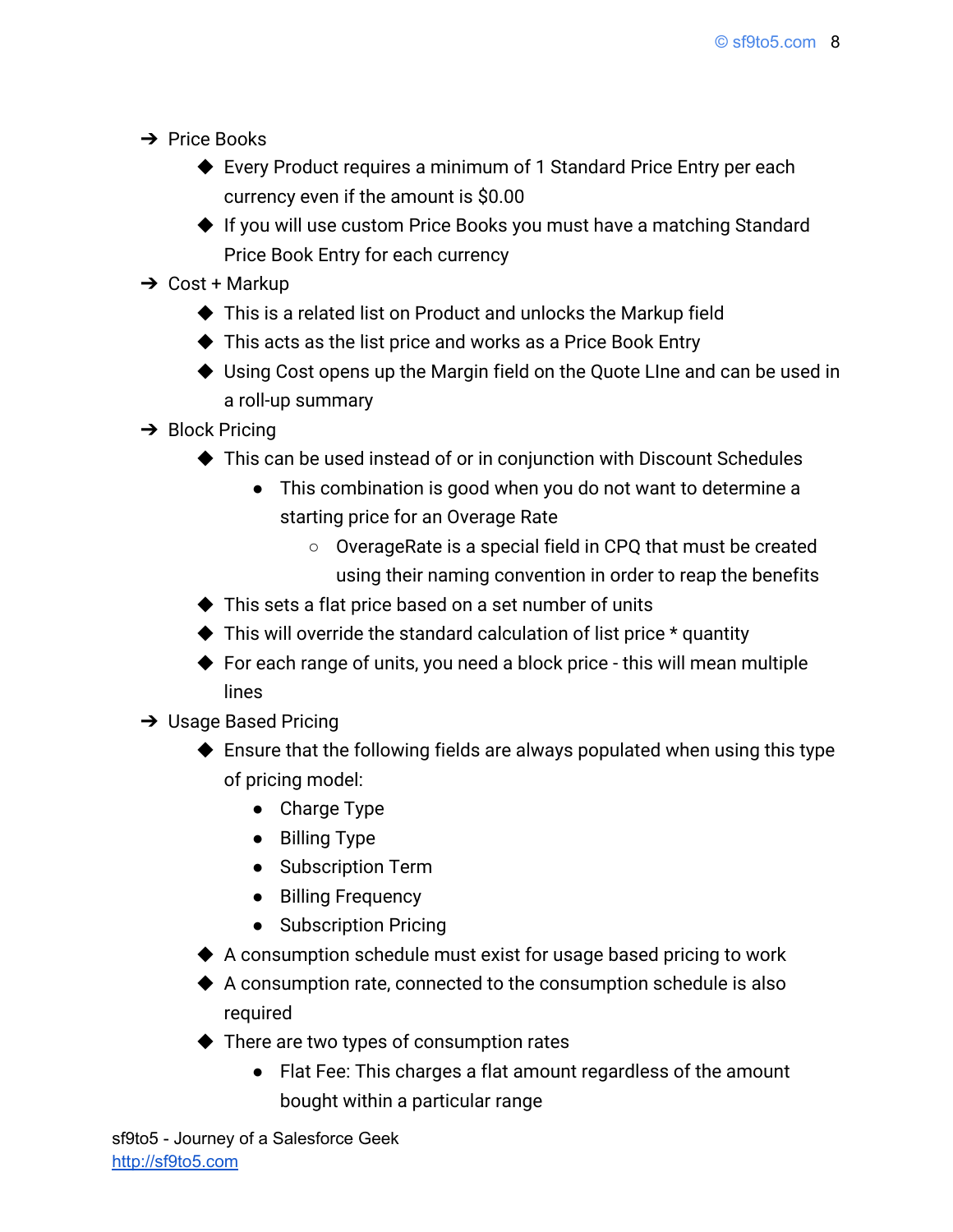- Price Books
  - Every Product requires a minimum of 1 Standard Price Entry per each currency even if the amount is $0.00
  - If you will use custom Price Books you must have a matching Standard Price Book Entry for each currency
- Cost + Markup
  - This is a related list on Product and unlocks the Markup field
  - This acts as the list price and works as a Price Book Entry
  - Using Cost opens up the Margin field on the Quote LIne and can be used in a roll-up summary
- Block Pricing
  - This can be used instead of or in conjunction with Discount Schedules
    - This combination is good when you do not want to determine a starting price for an Overage Rate
      - OverageRate is a special field in CPQ that must be created using their naming convention in order to reap the benefits
  - This sets a flat price based on a set number of units
  - This will override the standard calculation of list price * quantity
  - For each range of units, you need a block price - this will mean multiple lines
- Usage Based Pricing
  - Ensure that the following fields are always populated when using this type of pricing model:
    - Charge Type
    - Billing Type
    - Subscription Term
    - Billing Frequency
    - Subscription Pricing
  - A consumption schedule must exist for usage based pricing to work
  - A consumption rate, connected to the consumption schedule is also required
  - There are two types of consumption rates
    - Flat Fee: This charges a flat amount regardless of the amount bought within a particular range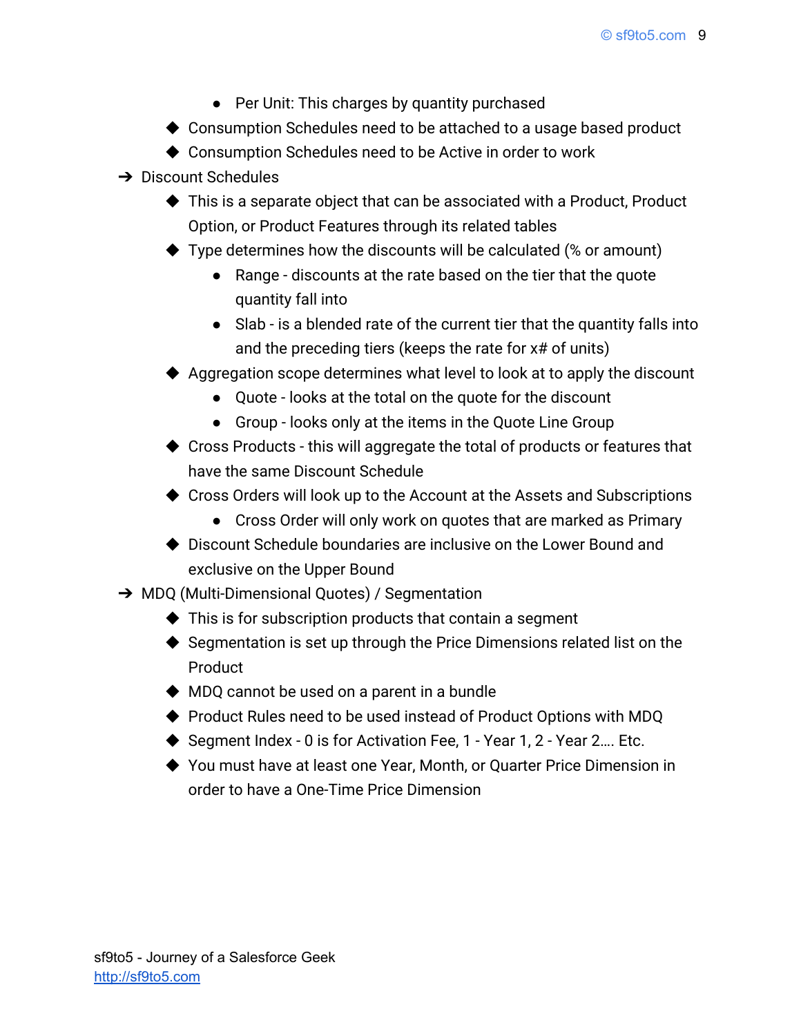- Per Unit: This charges by quantity purchased
    - Consumption Schedules need to be attached to a usage based product
    - Consumption Schedules need to be Active in order to work
- ➔ Discount Schedules
    - This is a separate object that can be associated with a Product, Product Option, or Product Features through its related tables
    - Type determines how the discounts will be calculated (% or amount)
        - Range - discounts at the rate based on the tier that the quote quantity fall into
        - Slab - is a blended rate of the current tier that the quantity falls into and the preceding tiers (keeps the rate for x# of units)
    - Aggregation scope determines what level to look at to apply the discount
        - Quote - looks at the total on the quote for the discount
        - Group - looks only at the items in the Quote Line Group
    - Cross Products - this will aggregate the total of products or features that have the same Discount Schedule
    - Cross Orders will look up to the Account at the Assets and Subscriptions
        - Cross Order will only work on quotes that are marked as Primary
    - Discount Schedule boundaries are inclusive on the Lower Bound and exclusive on the Upper Bound
- ➔ MDQ (Multi-Dimensional Quotes) / Segmentation
    - This is for subscription products that contain a segment
    - Segmentation is set up through the Price Dimensions related list on the Product
    - MDQ cannot be used on a parent in a bundle
    - Product Rules need to be used instead of Product Options with MDQ
    - Segment Index - 0 is for Activation Fee, 1 - Year 1, 2 - Year 2…. Etc.
    - You must have at least one Year, Month, or Quarter Price Dimension in order to have a One-Time Price Dimension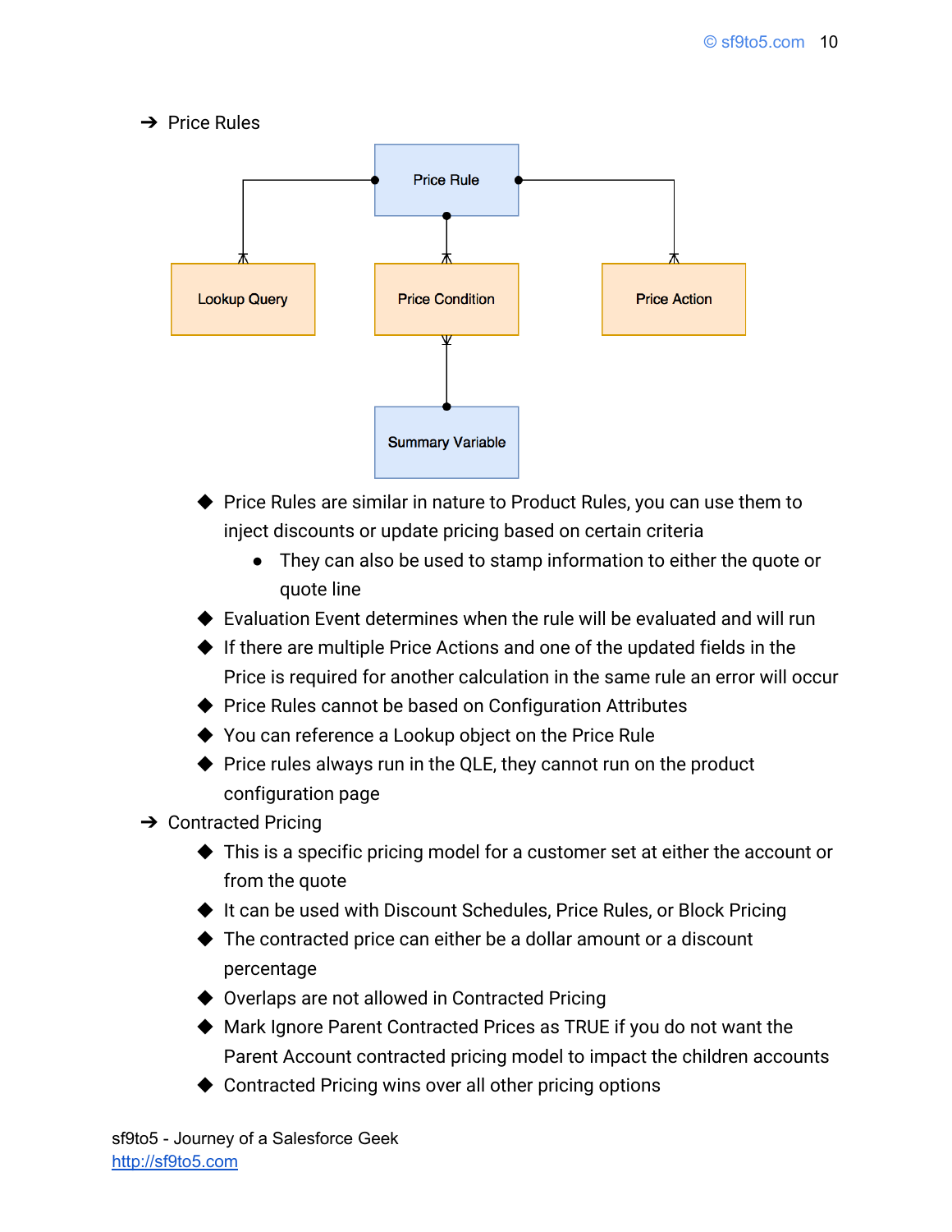- ➔ Price Rules

Price Rule

Lookup Query

Price Condition

Price Action

Summary Variable

  - Price Rules are similar in nature to Product Rules, you can use them to inject discounts or update pricing based on certain criteria
    - They can also be used to stamp information to either the quote or quote line
  - Evaluation Event determines when the rule will be evaluated and will run
  - If there are multiple Price Actions and one of the updated fields in the Price is required for another calculation in the same rule an error will occur
  - Price Rules cannot be based on Configuration Attributes
  - You can reference a Lookup object on the Price Rule
  - Price rules always run in the QLE, they cannot run on the product configuration page
- ➔ Contracted Pricing
  - This is a specific pricing model for a customer set at either the account or from the quote
  - It can be used with Discount Schedules, Price Rules, or Block Pricing
  - The contracted price can either be a dollar amount or a discount percentage
  - Overlaps are not allowed in Contracted Pricing
  - Mark Ignore Parent Contracted Prices as TRUE if you do not want the Parent Account contracted pricing model to impact the children accounts
  - Contracted Pricing wins over all other pricing options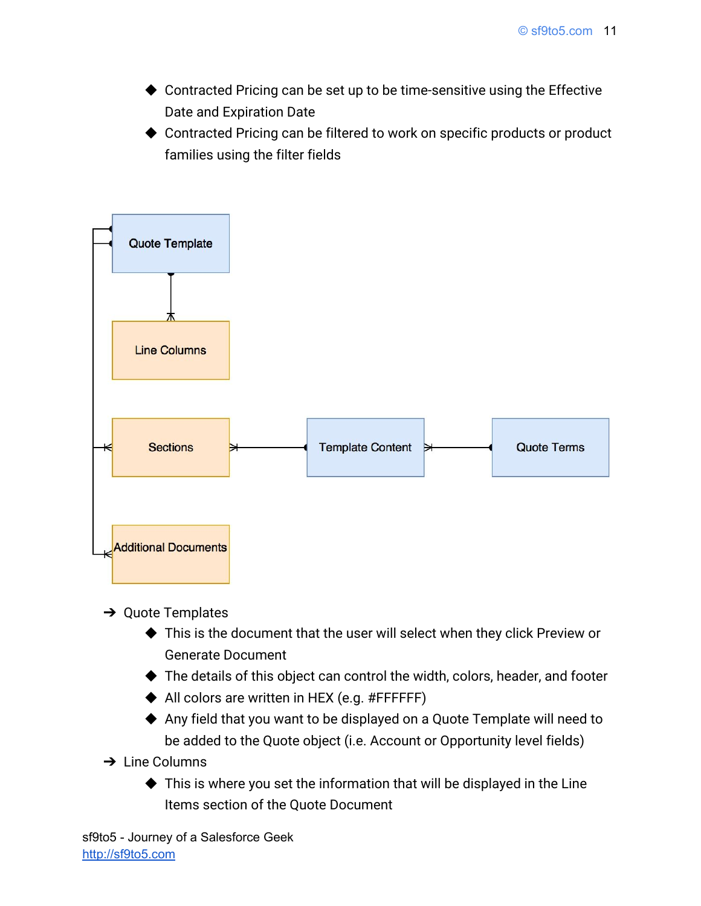- Contracted Pricing can be set up to be time-sensitive using the Effective Date and Expiration Date
- Contracted Pricing can be filtered to work on specific products or product families using the filter fields

Quote Template

Line Columns

Sections

Template Content

Quote Terms

Additional Documents

- Quote Templates
  - This is the document that the user will select when they click Preview or Generate Document
  - The details of this object can control the width, colors, header, and footer
  - All colors are written in HEX (e.g. #FFFFFF)
  - Any field that you want to be displayed on a Quote Template will need to be added to the Quote object (i.e. Account or Opportunity level fields)
- Line Columns
  - This is where you set the information that will be displayed in the Line Items section of the Quote Document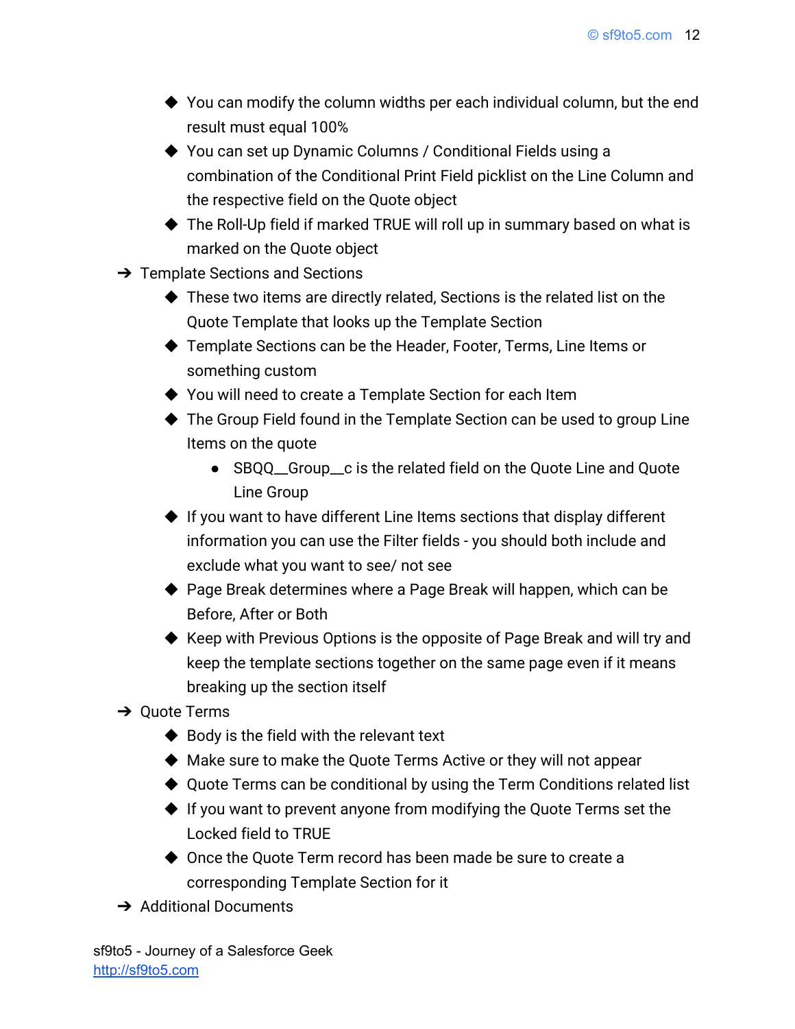- You can modify the column widths per each individual column, but the end result must equal 100%
    - You can set up Dynamic Columns / Conditional Fields using a combination of the Conditional Print Field picklist on the Line Column and the respective field on the Quote object
    - The Roll-Up field if marked TRUE will roll up in summary based on what is marked on the Quote object
- Template Sections and Sections
    - These two items are directly related, Sections is the related list on the Quote Template that looks up the Template Section
    - Template Sections can be the Header, Footer, Terms, Line Items or something custom
    - You will need to create a Template Section for each Item
    - The Group Field found in the Template Section can be used to group Line Items on the quote
        - SBQQ__Group__c is the related field on the Quote Line and Quote Line Group
    - If you want to have different Line Items sections that display different information you can use the Filter fields - you should both include and exclude what you want to see/ not see
    - Page Break determines where a Page Break will happen, which can be Before, After or Both
    - Keep with Previous Options is the opposite of Page Break and will try and keep the template sections together on the same page even if it means breaking up the section itself
- Quote Terms
    - Body is the field with the relevant text
    - Make sure to make the Quote Terms Active or they will not appear
    - Quote Terms can be conditional by using the Term Conditions related list
    - If you want to prevent anyone from modifying the Quote Terms set the Locked field to TRUE
    - Once the Quote Term record has been made be sure to create a corresponding Template Section for it
- Additional Documents

sf9to5 - Journey of a Salesforce Geek
http://sf9to5.com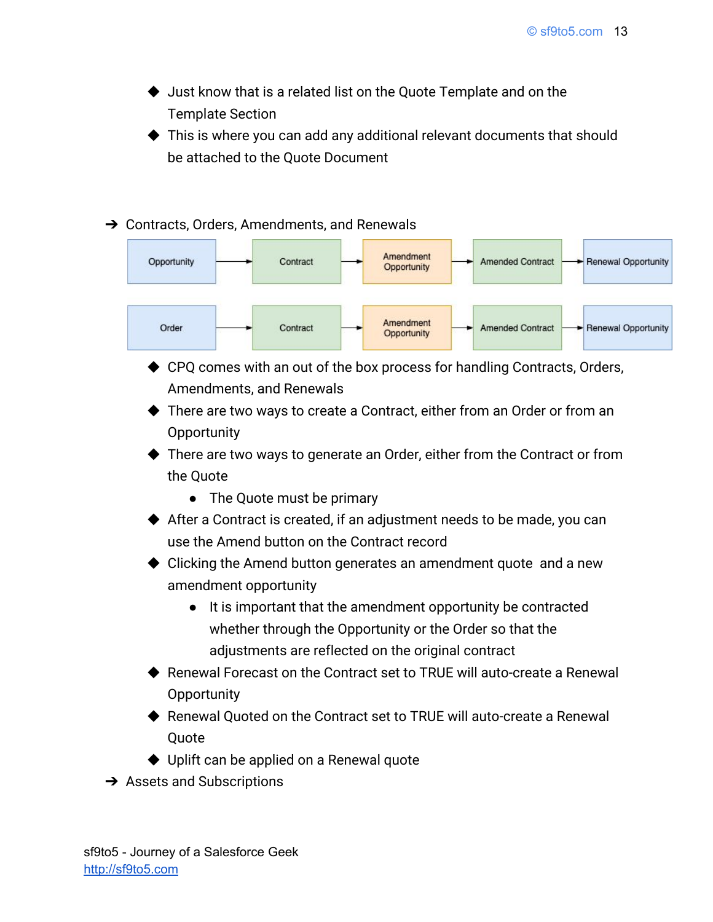- Just know that is a related list on the Quote Template and on the Template Section
- This is where you can add any additional relevant documents that should be attached to the Quote Document

➔ Contracts, Orders, Amendments, and Renewals

Opportunity → Contract → Amendment Opportunity → Amended Contract → Renewal Opportunity

Order → Contract → Amendment Opportunity → Amended Contract → Renewal Opportunity

- CPQ comes with an out of the box process for handling Contracts, Orders, Amendments, and Renewals
- There are two ways to create a Contract, either from an Order or from an Opportunity
- There are two ways to generate an Order, either from the Contract or from the Quote
    - The Quote must be primary
- After a Contract is created, if an adjustment needs to be made, you can use the Amend button on the Contract record
- Clicking the Amend button generates an amendment quote and a new amendment opportunity
    - It is important that the amendment opportunity be contracted whether through the Opportunity or the Order so that the adjustments are reflected on the original contract
- Renewal Forecast on the Contract set to TRUE will auto-create a Renewal Opportunity
- Renewal Quoted on the Contract set to TRUE will auto-create a Renewal Quote
- Uplift can be applied on a Renewal quote

➔ Assets and Subscriptions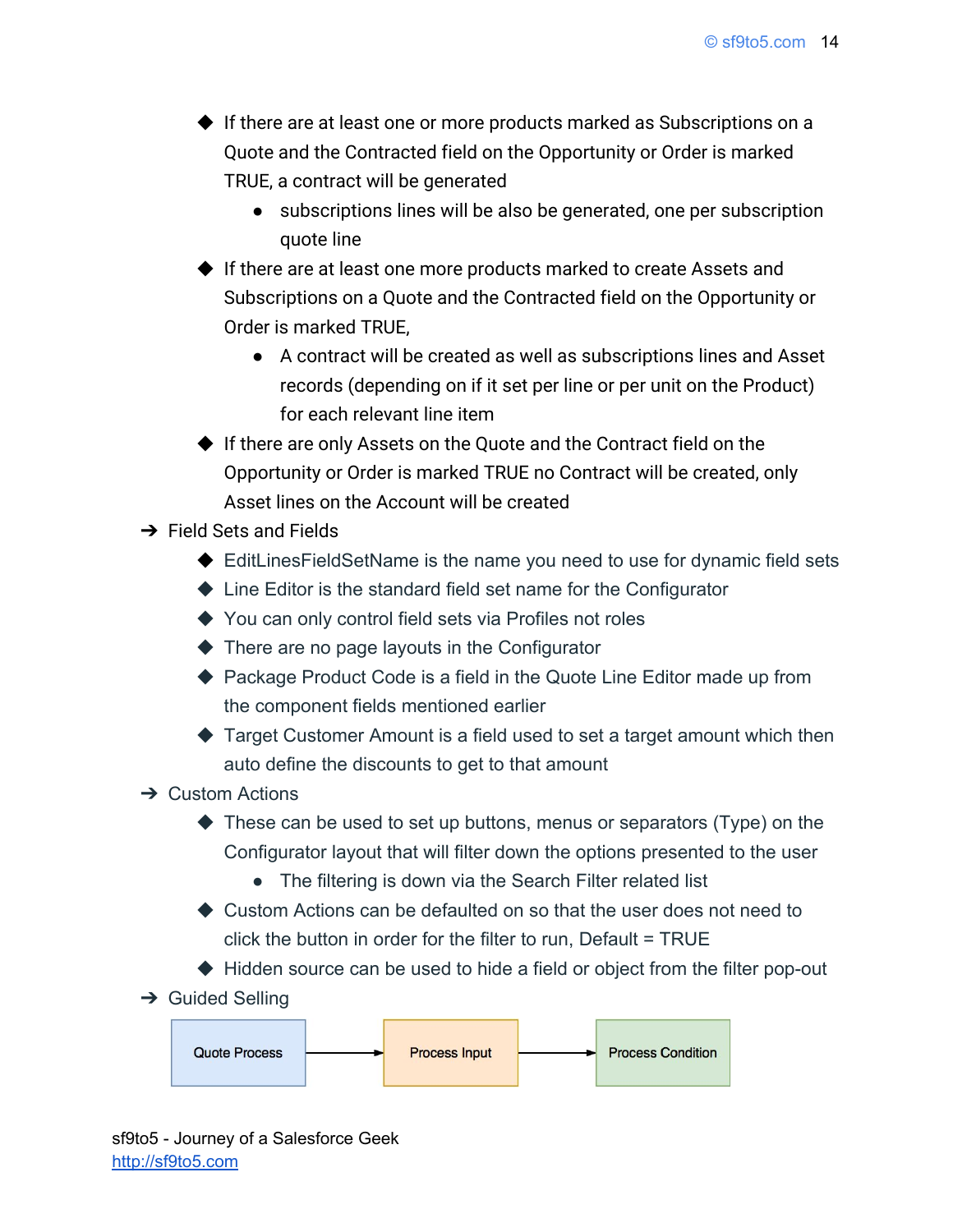- If there are at least one or more products marked as Subscriptions on a Quote and the Contracted field on the Opportunity or Order is marked TRUE, a contract will be generated
    - subscriptions lines will be also be generated, one per subscription quote line
- If there are at least one more products marked to create Assets and Subscriptions on a Quote and the Contracted field on the Opportunity or Order is marked TRUE,
    - A contract will be created as well as subscriptions lines and Asset records (depending on if it set per line or per unit on the Product) for each relevant line item
- If there are only Assets on the Quote and the Contract field on the Opportunity or Order is marked TRUE no Contract will be created, only Asset lines on the Account will be created

➔ Field Sets and Fields
- EditLinesFieldSetName is the name you need to use for dynamic field sets
- Line Editor is the standard field set name for the Configurator
- You can only control field sets via Profiles not roles
- There are no page layouts in the Configurator
- Package Product Code is a field in the Quote Line Editor made up from the component fields mentioned earlier
- Target Customer Amount is a field used to set a target amount which then auto define the discounts to get to that amount

➔ Custom Actions
- These can be used to set up buttons, menus or separators (Type) on the Configurator layout that will filter down the options presented to the user
    - The filtering is down via the Search Filter related list
- Custom Actions can be defaulted on so that the user does not need to click the button in order for the filter to run, Default = TRUE
- Hidden source can be used to hide a field or object from the filter pop-out

➔ Guided Selling

Quote Process → Process Input → Process Condition

sf9to5 - Journey of a Salesforce Geek
http://sf9to5.com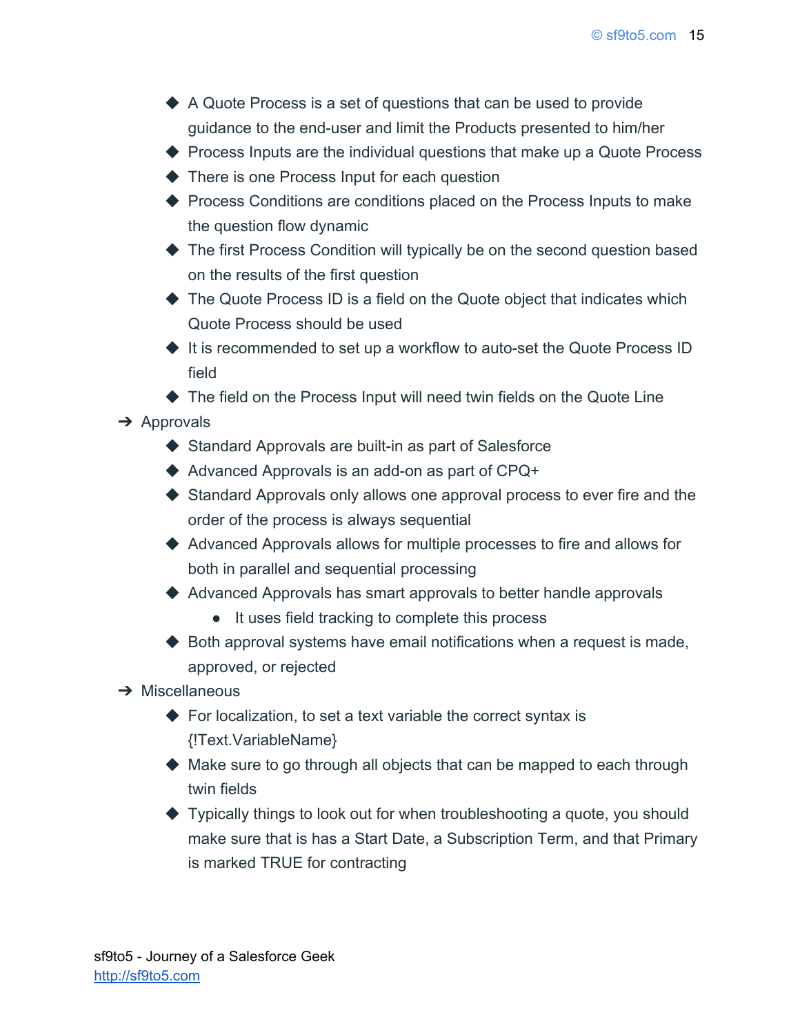- A Quote Process is a set of questions that can be used to provide guidance to the end-user and limit the Products presented to him/her
- Process Inputs are the individual questions that make up a Quote Process
- There is one Process Input for each question
- Process Conditions are conditions placed on the Process Inputs to make the question flow dynamic
- The first Process Condition will typically be on the second question based on the results of the first question
- The Quote Process ID is a field on the Quote object that indicates which Quote Process should be used
- It is recommended to set up a workflow to auto-set the Quote Process ID field
- The field on the Process Input will need twin fields on the Quote Line

- Approvals
  - Standard Approvals are built-in as part of Salesforce
  - Advanced Approvals is an add-on as part of CPQ+
  - Standard Approvals only allows one approval process to ever fire and the order of the process is always sequential
  - Advanced Approvals allows for multiple processes to fire and allows for both in parallel and sequential processing
  - Advanced Approvals has smart approvals to better handle approvals
    - It uses field tracking to complete this process
  - Both approval systems have email notifications when a request is made, approved, or rejected
- Miscellaneous
  - For localization, to set a text variable the correct syntax is {!Text.VariableName}
  - Make sure to go through all objects that can be mapped to each through twin fields
  - Typically things to look out for when troubleshooting a quote, you should make sure that is has a Start Date, a Subscription Term, and that Primary is marked TRUE for contracting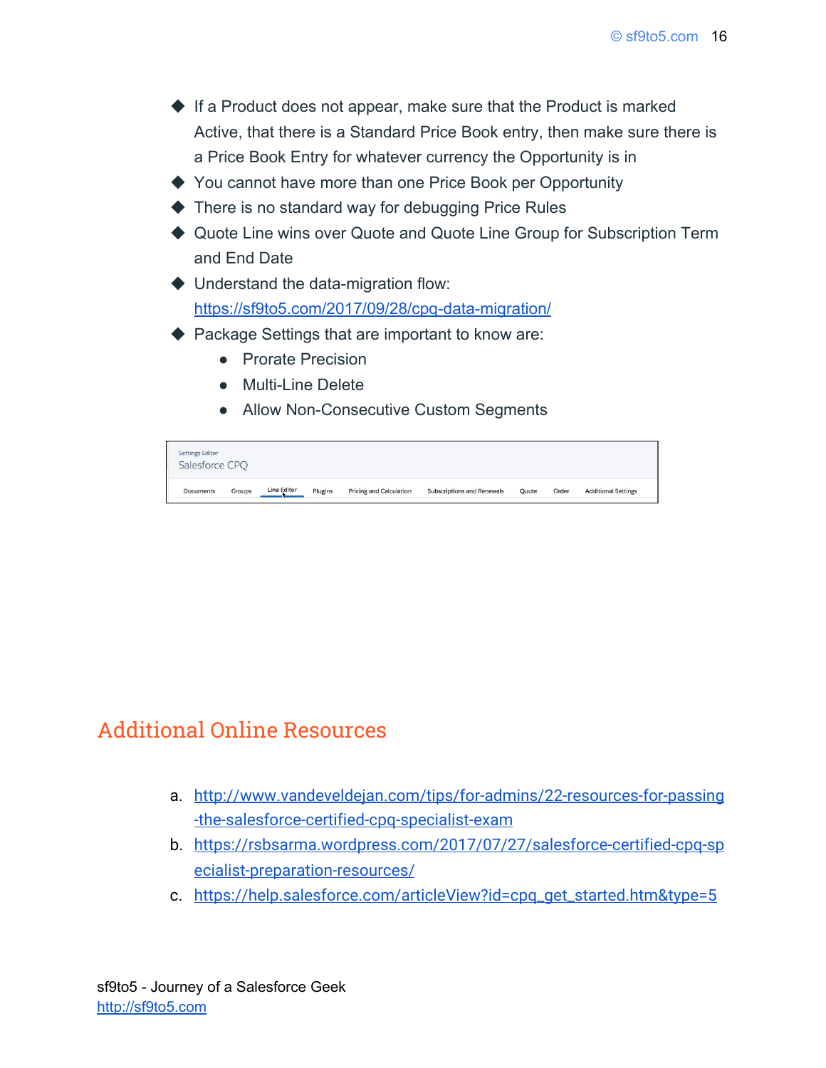- If a Product does not appear, make sure that the Product is marked Active, that there is a Standard Price Book entry, then make sure there is a Price Book Entry for whatever currency the Opportunity is in
- You cannot have more than one Price Book per Opportunity
- There is no standard way for debugging Price Rules
- Quote Line wins over Quote and Quote Line Group for Subscription Term and End Date
- Understand the data-migration flow: https://sf9to5.com/2017/09/28/cpq-data-migration/
- Package Settings that are important to know are:
  - Prorate Precision
  - Multi-Line Delete
  - Allow Non-Consecutive Custom Segments

Settings Editor
Salesforce CPQ
Documents Groups Line Editor Plugins Pricing and Calculation Subscriptions and Renewals Quote Order Additional Settings

## Additional Online Resources

a. http://www.vandeveldejan.com/tips/for-admins/22-resources-for-passing-the-salesforce-certified-cpq-specialist-exam
b. https://rsbsarma.wordpress.com/2017/07/27/salesforce-certified-cpq-specialist-preparation-resources/
c. https://help.salesforce.com/articleView?id=cpq_get_started.htm&type=5